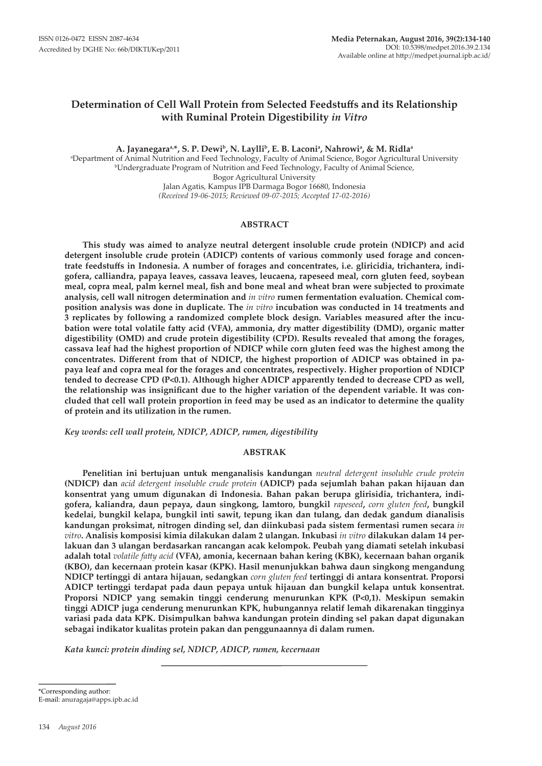ISSN 0126-0472 EISSN 2087-4634
Accredited by DGHE No: 66b/DIKTI/Kep/2011

Media Peternakan, August 2016, 39(2):134-140
DOI: 10.5398/medpet.2016.39.2.134
Available online at http://medpet.journal.ipb.ac.id/

# Determination of Cell Wall Protein from Selected Feedstuffs and its Relationship with Ruminal Protein Digestibility *in Vitro*

**A. Jayanegara[a,*], S. P. Dewi[b], N. Laylli[b], E. B. Laconi[a], Nahrowi[a], & M. Ridla[a]**

[a]Department of Animal Nutrition and Feed Technology, Faculty of Animal Science, Bogor Agricultural University
[b]Undergraduate Program of Nutrition and Feed Technology, Faculty of Animal Science, Bogor Agricultural University
Jalan Agatis, Kampus IPB Darmaga Bogor 16680, Indonesia
*(Received 19-06-2015; Reviewed 09-07-2015; Accepted 17-02-2016)*

## ABSTRACT

**This study was aimed to analyze neutral detergent insoluble crude protein (NDICP) and acid detergent insoluble crude protein (ADICP) contents of various commonly used forage and concentrate feedstuffs in Indonesia. A number of forages and concentrates, i.e. gliricidia, trichantera, indigofera, calliandra, papaya leaves, cassava leaves, leucaena, rapeseed meal, corn gluten feed, soybean meal, copra meal, palm kernel meal, fish and bone meal and wheat bran were subjected to proximate analysis, cell wall nitrogen determination and *in vitro* rumen fermentation evaluation. Chemical composition analysis was done in duplicate. The *in vitro* incubation was conducted in 14 treatments and 3 replicates by following a randomized complete block design. Variables measured after the incubation were total volatile fatty acid (VFA), ammonia, dry matter digestibility (DMD), organic matter digestibility (OMD) and crude protein digestibility (CPD). Results revealed that among the forages, cassava leaf had the highest proportion of NDICP while corn gluten feed was the highest among the concentrates. Different from that of NDICP, the highest proportion of ADICP was obtained in papaya leaf and copra meal for the forages and concentrates, respectively. Higher proportion of NDICP tended to decrease CPD (P<0.1). Although higher ADICP apparently tended to decrease CPD as well, the relationship was insignificant due to the higher variation of the dependent variable. It was concluded that cell wall protein proportion in feed may be used as an indicator to determine the quality of protein and its utilization in the rumen.**

*Key words: cell wall protein, NDICP, ADICP, rumen, digestibility*

## ABSTRAK

**Penelitian ini bertujuan untuk menganalisis kandungan *neutral detergent insoluble crude protein* (NDICP) dan *acid detergent insoluble crude protein* (ADICP) pada sejumlah bahan pakan hijauan dan konsentrat yang umum digunakan di Indonesia. Bahan pakan berupa glirisidia, trichantera, indigofera, kaliandra, daun pepaya, daun singkong, lamtoro, bungkil *rapeseed*, *corn gluten feed*, bungkil kedelai, bungkil kelapa, bungkil inti sawit, tepung ikan dan tulang, dan dedak gandum dianalisis kandungan proksimat, nitrogen dinding sel, dan diinkubasi pada sistem fermentasi rumen secara *in vitro*. Analisis komposisi kimia dilakukan dalam 2 ulangan. Inkubasi *in vitro* dilakukan dalam 14 perlakuan dan 3 ulangan berdasarkan rancangan acak kelompok. Peubah yang diamati setelah inkubasi adalah total *volatile fatty acid* (VFA), amonia, kecernaan bahan kering (KBK), kecernaan bahan organik (KBO), dan kecernaan protein kasar (KPK). Hasil menunjukkan bahwa daun singkong mengandung NDICP tertinggi di antara hijauan, sedangkan *corn gluten feed* tertinggi di antara konsentrat. Proporsi ADICP tertinggi terdapat pada daun pepaya untuk hijauan dan bungkil kelapa untuk konsentrat. Proporsi NDICP yang semakin tinggi cenderung menurunkan KPK (P<0,1). Meskipun semakin tinggi ADICP juga cenderung menurunkan KPK, hubungannya relatif lemah dikarenakan tingginya variasi pada data KPK. Disimpulkan bahwa kandungan protein dinding sel pakan dapat digunakan sebagai indikator kualitas protein pakan dan penggunaannya di dalam rumen.**

*Kata kunci: protein dinding sel, NDICP, ADICP, rumen, kecernaan*

---

*Corresponding author:
E-mail: anuragaja@apps.ipb.ac.id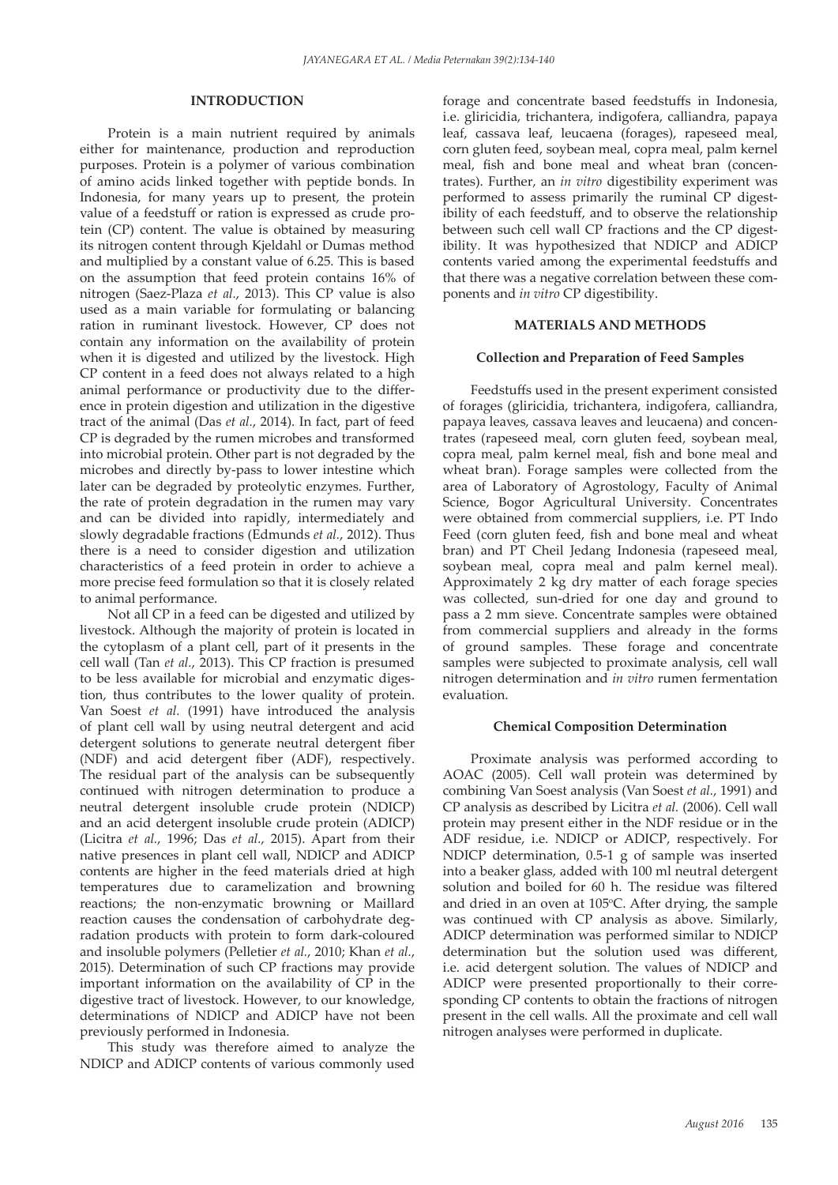## INTRODUCTION

Protein is a main nutrient required by animals either for maintenance, production and reproduction purposes. Protein is a polymer of various combination of amino acids linked together with peptide bonds. In Indonesia, for many years up to present, the protein value of a feedstuff or ration is expressed as crude protein (CP) content. The value is obtained by measuring its nitrogen content through Kjeldahl or Dumas method and multiplied by a constant value of 6.25. This is based on the assumption that feed protein contains 16% of nitrogen (Saez-Plaza *et al.*, 2013). This CP value is also used as a main variable for formulating or balancing ration in ruminant livestock. However, CP does not contain any information on the availability of protein when it is digested and utilized by the livestock. High CP content in a feed does not always related to a high animal performance or productivity due to the difference in protein digestion and utilization in the digestive tract of the animal (Das *et al.*, 2014). In fact, part of feed CP is degraded by the rumen microbes and transformed into microbial protein. Other part is not degraded by the microbes and directly by-pass to lower intestine which later can be degraded by proteolytic enzymes. Further, the rate of protein degradation in the rumen may vary and can be divided into rapidly, intermediately and slowly degradable fractions (Edmunds *et al.*, 2012). Thus there is a need to consider digestion and utilization characteristics of a feed protein in order to achieve a more precise feed formulation so that it is closely related to animal performance.

Not all CP in a feed can be digested and utilized by livestock. Although the majority of protein is located in the cytoplasm of a plant cell, part of it presents in the cell wall (Tan *et al.*, 2013). This CP fraction is presumed to be less available for microbial and enzymatic digestion, thus contributes to the lower quality of protein. Van Soest *et al.* (1991) have introduced the analysis of plant cell wall by using neutral detergent and acid detergent solutions to generate neutral detergent fiber (NDF) and acid detergent fiber (ADF), respectively. The residual part of the analysis can be subsequently continued with nitrogen determination to produce a neutral detergent insoluble crude protein (NDICP) and an acid detergent insoluble crude protein (ADICP) (Licitra *et al.*, 1996; Das *et al.*, 2015). Apart from their native presences in plant cell wall, NDICP and ADICP contents are higher in the feed materials dried at high temperatures due to caramelization and browning reactions; the non-enzymatic browning or Maillard reaction causes the condensation of carbohydrate degradation products with protein to form dark-coloured and insoluble polymers (Pelletier *et al.*, 2010; Khan *et al.*, 2015). Determination of such CP fractions may provide important information on the availability of CP in the digestive tract of livestock. However, to our knowledge, determinations of NDICP and ADICP have not been previously performed in Indonesia.

This study was therefore aimed to analyze the NDICP and ADICP contents of various commonly used forage and concentrate based feedstuffs in Indonesia, i.e. gliricidia, trichantera, indigofera, calliandra, papaya leaf, cassava leaf, leucaena (forages), rapeseed meal, corn gluten feed, soybean meal, copra meal, palm kernel meal, fish and bone meal and wheat bran (concentrates). Further, an *in vitro* digestibility experiment was performed to assess primarily the ruminal CP digestibility of each feedstuff, and to observe the relationship between such cell wall CP fractions and the CP digestibility. It was hypothesized that NDICP and ADICP contents varied among the experimental feedstuffs and that there was a negative correlation between these components and *in vitro* CP digestibility.

## MATERIALS AND METHODS

### Collection and Preparation of Feed Samples

Feedstuffs used in the present experiment consisted of forages (gliricidia, trichantera, indigofera, calliandra, papaya leaves, cassava leaves and leucaena) and concentrates (rapeseed meal, corn gluten feed, soybean meal, copra meal, palm kernel meal, fish and bone meal and wheat bran). Forage samples were collected from the area of Laboratory of Agrostology, Faculty of Animal Science, Bogor Agricultural University. Concentrates were obtained from commercial suppliers, i.e. PT Indo Feed (corn gluten feed, fish and bone meal and wheat bran) and PT Cheil Jedang Indonesia (rapeseed meal, soybean meal, copra meal and palm kernel meal). Approximately 2 kg dry matter of each forage species was collected, sun-dried for one day and ground to pass a 2 mm sieve. Concentrate samples were obtained from commercial suppliers and already in the forms of ground samples. These forage and concentrate samples were subjected to proximate analysis, cell wall nitrogen determination and *in vitro* rumen fermentation evaluation.

### Chemical Composition Determination

Proximate analysis was performed according to AOAC (2005). Cell wall protein was determined by combining Van Soest analysis (Van Soest *et al.*, 1991) and CP analysis as described by Licitra *et al.* (2006). Cell wall protein may present either in the NDF residue or in the ADF residue, i.e. NDICP or ADICP, respectively. For NDICP determination, 0.5-1 g of sample was inserted into a beaker glass, added with 100 ml neutral detergent solution and boiled for 60 h. The residue was filtered and dried in an oven at 105°C. After drying, the sample was continued with CP analysis as above. Similarly, ADICP determination was performed similar to NDICP determination but the solution used was different, i.e. acid detergent solution. The values of NDICP and ADICP were presented proportionally to their corresponding CP contents to obtain the fractions of nitrogen present in the cell walls. All the proximate and cell wall nitrogen analyses were performed in duplicate.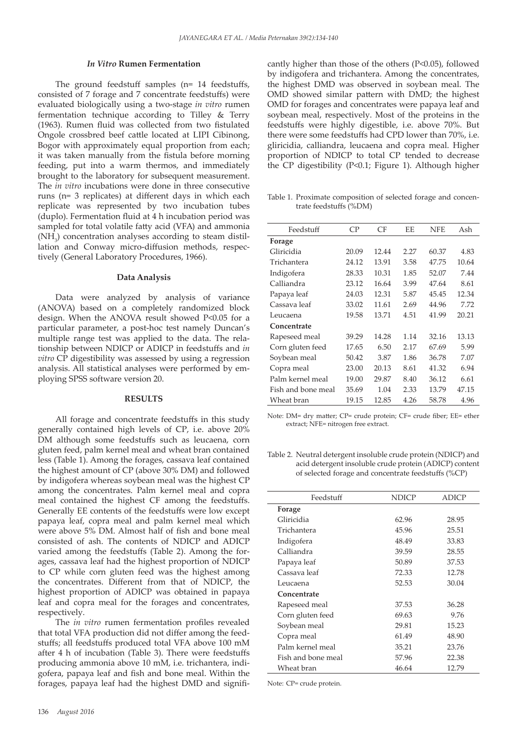### *In Vitro* Rumen Fermentation

The ground feedstuff samples (n= 14 feedstuffs, consisted of 7 forage and 7 concentrate feedstuffs) were evaluated biologically using a two-stage *in vitro* rumen fermentation technique according to Tilley & Terry (1963). Rumen fluid was collected from two fistulated Ongole crossbred beef cattle located at LIPI Cibinong, Bogor with approximately equal proportion from each; it was taken manually from the fistula before morning feeding, put into a warm thermos, and immediately brought to the laboratory for subsequent measurement. The *in vitro* incubations were done in three consecutive runs (n= 3 replicates) at different days in which each replicate was represented by two incubation tubes (duplo). Fermentation fluid at 4 h incubation period was sampled for total volatile fatty acid (VFA) and ammonia ($NH_3$) concentration analyses according to steam distillation and Conway micro-diffusion methods, respectively (General Laboratory Procedures, 1966).

### Data Analysis

Data were analyzed by analysis of variance (ANOVA) based on a completely randomized block design. When the ANOVA result showed P<0.05 for a particular parameter, a post-hoc test namely Duncan's multiple range test was applied to the data. The relationship between NDICP or ADICP in feedstuffs and *in vitro* CP digestibility was assessed by using a regression analysis. All statistical analyses were performed by employing SPSS software version 20.

## RESULTS

All forage and concentrate feedstuffs in this study generally contained high levels of CP, i.e. above 20% DM although some feedstuffs such as leucaena, corn gluten feed, palm kernel meal and wheat bran contained less (Table 1). Among the forages, cassava leaf contained the highest amount of CP (above 30% DM) and followed by indigofera whereas soybean meal was the highest CP among the concentrates. Palm kernel meal and copra meal contained the highest CF among the feedstuffs. Generally EE contents of the feedstuffs were low except papaya leaf, copra meal and palm kernel meal which were above 5% DM. Almost half of fish and bone meal consisted of ash. The contents of NDICP and ADICP varied among the feedstuffs (Table 2). Among the forages, cassava leaf had the highest proportion of NDICP to CP while corn gluten feed was the highest among the concentrates. Different from that of NDICP, the highest proportion of ADICP was obtained in papaya leaf and copra meal for the forages and concentrates, respectively.

The *in vitro* rumen fermentation profiles revealed that total VFA production did not differ among the feedstuffs; all feedstuffs produced total VFA above 100 mM after 4 h of incubation (Table 3). There were feedstuffs producing ammonia above 10 mM, i.e. trichantera, indigofera, papaya leaf and fish and bone meal. Within the forages, papaya leaf had the highest DMD and significantly higher than those of the others (P<0.05), followed by indigofera and trichantera. Among the concentrates, the highest DMD was observed in soybean meal. The OMD showed similar pattern with DMD; the highest OMD for forages and concentrates were papaya leaf and soybean meal, respectively. Most of the proteins in the feedstuffs were highly digestible, i.e. above 70%. But there were some feedstuffs had CPD lower than 70%, i.e. gliricidia, calliandra, leucaena and copra meal. Higher proportion of NDICP to total CP tended to decrease the CP digestibility (P<0.1; Figure 1). Although higher

Table 1. Proximate composition of selected forage and concentrate feedstuffs (%DM)

| Feedstuff | CP | CF | EE | NFE | Ash |
|---|---|---|---|---|---|
| **Forage** | | | | | |
| Gliricidia | 20.09 | 12.44 | 2.27 | 60.37 | 4.83 |
| Trichantera | 24.12 | 13.91 | 3.58 | 47.75 | 10.64 |
| Indigofera | 28.33 | 10.31 | 1.85 | 52.07 | 7.44 |
| Calliandra | 23.12 | 16.64 | 3.99 | 47.64 | 8.61 |
| Papaya leaf | 24.03 | 12.31 | 5.87 | 45.45 | 12.34 |
| Cassava leaf | 33.02 | 11.61 | 2.69 | 44.96 | 7.72 |
| Leucaena | 19.58 | 13.71 | 4.51 | 41.99 | 20.21 |
| **Concentrate** | | | | | |
| Rapeseed meal | 39.29 | 14.28 | 1.14 | 32.16 | 13.13 |
| Corn gluten feed | 17.65 | 6.50 | 2.17 | 67.69 | 5.99 |
| Soybean meal | 50.42 | 3.87 | 1.86 | 36.78 | 7.07 |
| Copra meal | 23.00 | 20.13 | 8.61 | 41.32 | 6.94 |
| Palm kernel meal | 19.00 | 29.87 | 8.40 | 36.12 | 6.61 |
| Fish and bone meal | 35.69 | 1.04 | 2.33 | 13.79 | 47.15 |
| Wheat bran | 19.15 | 12.85 | 4.26 | 58.78 | 4.96 |

Note: DM= dry matter; CP= crude protein; CF= crude fiber; EE= ether extract; NFE= nitrogen free extract.

Table 2. Neutral detergent insoluble crude protein (NDICP) and acid detergent insoluble crude protein (ADICP) content of selected forage and concentrate feedstuffs (%CP)

| Feedstuff | NDICP | ADICP |
|---|---|---|
| **Forage** | | |
| Gliricidia | 62.96 | 28.95 |
| Trichantera | 45.96 | 25.51 |
| Indigofera | 48.49 | 33.83 |
| Calliandra | 39.59 | 28.55 |
| Papaya leaf | 50.89 | 37.53 |
| Cassava leaf | 72.33 | 12.78 |
| Leucaena | 52.53 | 30.04 |
| **Concentrate** | | |
| Rapeseed meal | 37.53 | 36.28 |
| Corn gluten feed | 69.63 | 9.76 |
| Soybean meal | 29.81 | 15.23 |
| Copra meal | 61.49 | 48.90 |
| Palm kernel meal | 35.21 | 23.76 |
| Fish and bone meal | 57.96 | 22.38 |
| Wheat bran | 46.64 | 12.79 |

Note: CP= crude protein.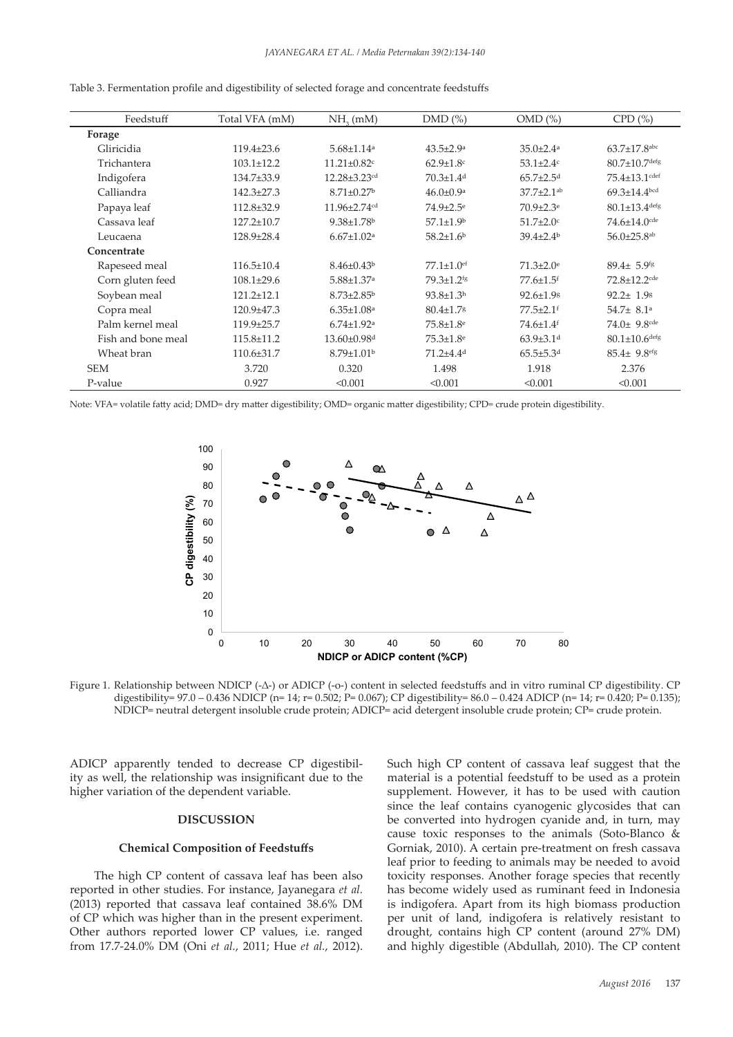Table 3. Fermentation profile and digestibility of selected forage and concentrate feedstuffs

| Feedstuff | Total VFA (mM) | $NH_3$ (mM) | DMD (%) | OMD (%) | CPD (%) |
|---|---|---|---|---|---|
| **Forage** | | | | | |
| Gliricidia | 119.4±23.6 | 5.68±1.14[a] | 43.5±2.9[a] | 35.0±2.4[a] | 63.7±17.8[abc] |
| Trichantera | 103.1±12.2 | 11.21±0.82[c] | 62.9±1.8[c] | 53.1±2.4[c] | 80.7±10.7[defg] |
| Indigofera | 134.7±33.9 | 12.28±3.23[cd] | 70.3±1.4[d] | 65.7±2.5[d] | 75.4±13.1[cdef] |
| Calliandra | 142.3±27.3 | 8.71±0.27[b] | 46.0±0.9[a] | 37.7±2.1[ab] | 69.3±14.4[bcd] |
| Papaya leaf | 112.8±32.9 | 11.96±2.74[cd] | 74.9±2.5[e] | 70.9±2.3[e] | 80.1±13.4[defg] |
| Cassava leaf | 127.2±10.7 | 9.38±1.78[b] | 57.1±1.9[b] | 51.7±2.0[c] | 74.6±14.0[cde] |
| Leucaena | 128.9±28.4 | 6.67±1.02[a] | 58.2±1.6[b] | 39.4±2.4[b] | 56.0±25.8[ab] |
| **Concentrate** | | | | | |
| Rapeseed meal | 116.5±10.4 | 8.46±0.43[b] | 77.1±1.0[ef] | 71.3±2.0[e] | 89.4± 5.9[fg] |
| Corn gluten feed | 108.1±29.6 | 5.88±1.37[a] | 79.3±1.2[fg] | 77.6±1.5[f] | 72.8±12.2[cde] |
| Soybean meal | 121.2±12.1 | 8.73±2.85[b] | 93.8±1.3[h] | 92.6±1.9[g] | 92.2± 1.9[g] |
| Copra meal | 120.9±47.3 | 6.35±1.08[a] | 80.4±1.7[g] | 77.5±2.1[f] | 54.7± 8.1[a] |
| Palm kernel meal | 119.9±25.7 | 6.74±1.92[a] | 75.8±1.8[e] | 74.6±1.4[f] | 74.0± 9.8[cde] |
| Fish and bone meal | 115.8±11.2 | 13.60±0.98[d] | 75.3±1.8[e] | 63.9±3.1[d] | 80.1±10.6[defg] |
| Wheat bran | 110.6±31.7 | 8.79±1.01[b] | 71.2±4.4[d] | 65.5±5.3[d] | 85.4± 9.8[efg] |
| SEM | 3.720 | 0.320 | 1.498 | 1.918 | 2.376 |
| P-value | 0.927 | <0.001 | <0.001 | <0.001 | <0.001 |

Note: VFA= volatile fatty acid; DMD= dry matter digestibility; OMD= organic matter digestibility; CPD= crude protein digestibility.

Figure 1. Relationship between NDICP (-Δ-) or ADICP (-o-) content in selected feedstuffs and in vitro ruminal CP digestibility. CP digestibility= 97.0 – 0.436 NDICP (n= 14; r= 0.502; P= 0.067); CP digestibility= 86.0 – 0.424 ADICP (n= 14; r= 0.420; P= 0.135); NDICP= neutral detergent insoluble crude protein; ADICP= acid detergent insoluble crude protein; CP= crude protein.

ADICP apparently tended to decrease CP digestibility as well, the relationship was insignificant due to the higher variation of the dependent variable.

## DISCUSSION

### Chemical Composition of Feedstuffs

The high CP content of cassava leaf has been also reported in other studies. For instance, Jayanegara *et al.* (2013) reported that cassava leaf contained 38.6% DM of CP which was higher than in the present experiment. Other authors reported lower CP values, i.e. ranged from 17.7-24.0% DM (Oni *et al.*, 2011; Hue *et al.*, 2012). Such high CP content of cassava leaf suggest that the material is a potential feedstuff to be used as a protein supplement. However, it has to be used with caution since the leaf contains cyanogenic glycosides that can be converted into hydrogen cyanide and, in turn, may cause toxic responses to the animals (Soto-Blanco & Gorniak, 2010). A certain pre-treatment on fresh cassava leaf prior to feeding to animals may be needed to avoid toxicity responses. Another forage species that recently has become widely used as ruminant feed in Indonesia is indigofera. Apart from its high biomass production per unit of land, indigofera is relatively resistant to drought, contains high CP content (around 27% DM) and highly digestible (Abdullah, 2010). The CP content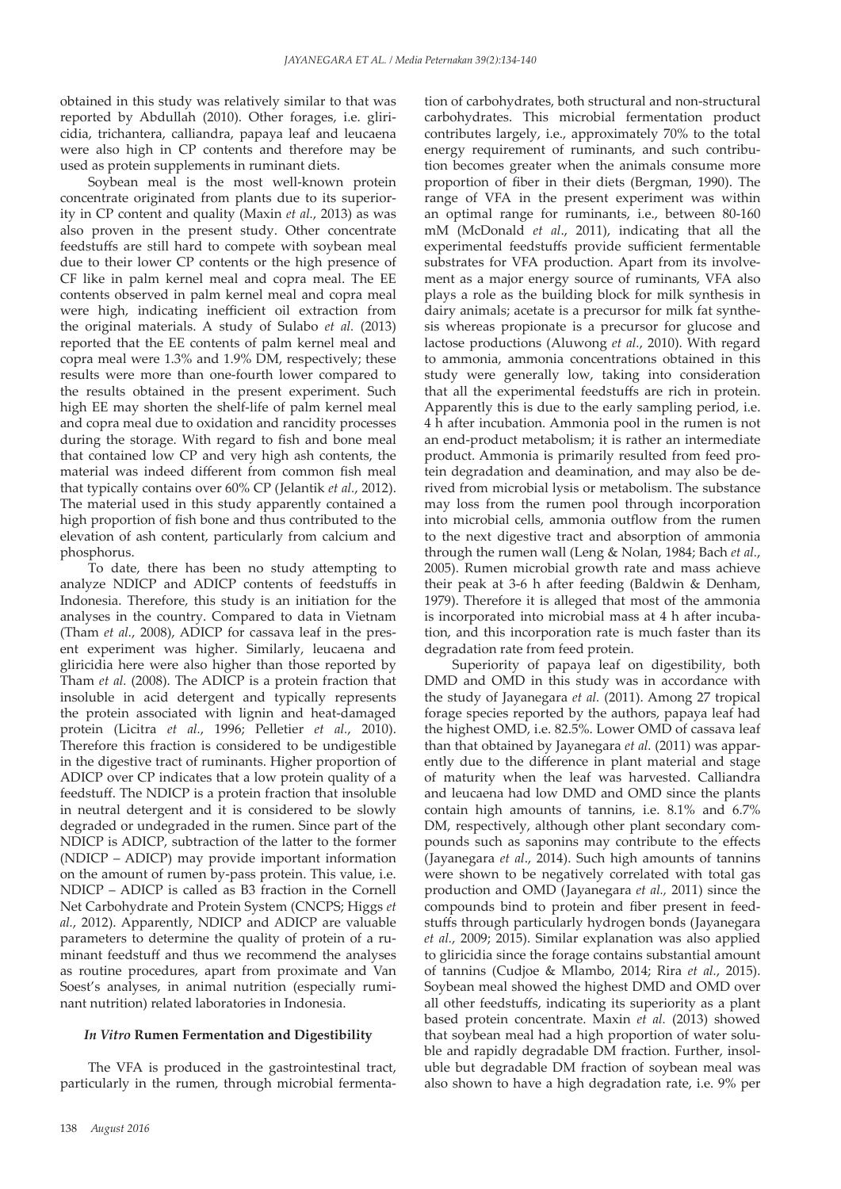obtained in this study was relatively similar to that was reported by Abdullah (2010). Other forages, i.e. gliricidia, trichantera, calliandra, papaya leaf and leucaena were also high in CP contents and therefore may be used as protein supplements in ruminant diets.

Soybean meal is the most well-known protein concentrate originated from plants due to its superiority in CP content and quality (Maxin *et al.*, 2013) as was also proven in the present study. Other concentrate feedstuffs are still hard to compete with soybean meal due to their lower CP contents or the high presence of CF like in palm kernel meal and copra meal. The EE contents observed in palm kernel meal and copra meal were high, indicating inefficient oil extraction from the original materials. A study of Sulabo *et al.* (2013) reported that the EE contents of palm kernel meal and copra meal were 1.3% and 1.9% DM, respectively; these results were more than one-fourth lower compared to the results obtained in the present experiment. Such high EE may shorten the shelf-life of palm kernel meal and copra meal due to oxidation and rancidity processes during the storage. With regard to fish and bone meal that contained low CP and very high ash contents, the material was indeed different from common fish meal that typically contains over 60% CP (Jelantik *et al.*, 2012). The material used in this study apparently contained a high proportion of fish bone and thus contributed to the elevation of ash content, particularly from calcium and phosphorus.

To date, there has been no study attempting to analyze NDICP and ADICP contents of feedstuffs in Indonesia. Therefore, this study is an initiation for the analyses in the country. Compared to data in Vietnam (Tham *et al.*, 2008), ADICP for cassava leaf in the present experiment was higher. Similarly, leucaena and gliricidia here were also higher than those reported by Tham *et al.* (2008). The ADICP is a protein fraction that insoluble in acid detergent and typically represents the protein associated with lignin and heat-damaged protein (Licitra *et al.*, 1996; Pelletier *et al.*, 2010). Therefore this fraction is considered to be undigestible in the digestive tract of ruminants. Higher proportion of ADICP over CP indicates that a low protein quality of a feedstuff. The NDICP is a protein fraction that insoluble in neutral detergent and it is considered to be slowly degraded or undegraded in the rumen. Since part of the NDICP is ADICP, subtraction of the latter to the former (NDICP – ADICP) may provide important information on the amount of rumen by-pass protein. This value, i.e. NDICP – ADICP is called as B3 fraction in the Cornell Net Carbohydrate and Protein System (CNCPS; Higgs *et al.*, 2012). Apparently, NDICP and ADICP are valuable parameters to determine the quality of protein of a ruminant feedstuff and thus we recommend the analyses as routine procedures, apart from proximate and Van Soest's analyses, in animal nutrition (especially ruminant nutrition) related laboratories in Indonesia.

### *In Vitro* Rumen Fermentation and Digestibility

The VFA is produced in the gastrointestinal tract, particularly in the rumen, through microbial fermentation of carbohydrates, both structural and non-structural carbohydrates. This microbial fermentation product contributes largely, i.e., approximately 70% to the total energy requirement of ruminants, and such contribution becomes greater when the animals consume more proportion of fiber in their diets (Bergman, 1990). The range of VFA in the present experiment was within an optimal range for ruminants, i.e., between 80-160 mM (McDonald *et al.*, 2011), indicating that all the experimental feedstuffs provide sufficient fermentable substrates for VFA production. Apart from its involvement as a major energy source of ruminants, VFA also plays a role as the building block for milk synthesis in dairy animals; acetate is a precursor for milk fat synthesis whereas propionate is a precursor for glucose and lactose productions (Aluwong *et al.*, 2010). With regard to ammonia, ammonia concentrations obtained in this study were generally low, taking into consideration that all the experimental feedstuffs are rich in protein. Apparently this is due to the early sampling period, i.e. 4 h after incubation. Ammonia pool in the rumen is not an end-product metabolism; it is rather an intermediate product. Ammonia is primarily resulted from feed protein degradation and deamination, and may also be derived from microbial lysis or metabolism. The substance may loss from the rumen pool through incorporation into microbial cells, ammonia outflow from the rumen to the next digestive tract and absorption of ammonia through the rumen wall (Leng & Nolan, 1984; Bach *et al.*, 2005). Rumen microbial growth rate and mass achieve their peak at 3-6 h after feeding (Baldwin & Denham, 1979). Therefore it is alleged that most of the ammonia is incorporated into microbial mass at 4 h after incubation, and this incorporation rate is much faster than its degradation rate from feed protein.

Superiority of papaya leaf on digestibility, both DMD and OMD in this study was in accordance with the study of Jayanegara *et al.* (2011). Among 27 tropical forage species reported by the authors, papaya leaf had the highest OMD, i.e. 82.5%. Lower OMD of cassava leaf than that obtained by Jayanegara *et al.* (2011) was apparently due to the difference in plant material and stage of maturity when the leaf was harvested. Calliandra and leucaena had low DMD and OMD since the plants contain high amounts of tannins, i.e. 8.1% and 6.7% DM, respectively, although other plant secondary compounds such as saponins may contribute to the effects (Jayanegara *et al.*, 2014). Such high amounts of tannins were shown to be negatively correlated with total gas production and OMD (Jayanegara *et al.*, 2011) since the compounds bind to protein and fiber present in feedstuffs through particularly hydrogen bonds (Jayanegara *et al.*, 2009; 2015). Similar explanation was also applied to gliricidia since the forage contains substantial amount of tannins (Cudjoe & Mlambo, 2014; Rira *et al.*, 2015). Soybean meal showed the highest DMD and OMD over all other feedstuffs, indicating its superiority as a plant based protein concentrate. Maxin *et al.* (2013) showed that soybean meal had a high proportion of water soluble and rapidly degradable DM fraction. Further, insoluble but degradable DM fraction of soybean meal was also shown to have a high degradation rate, i.e. 9% per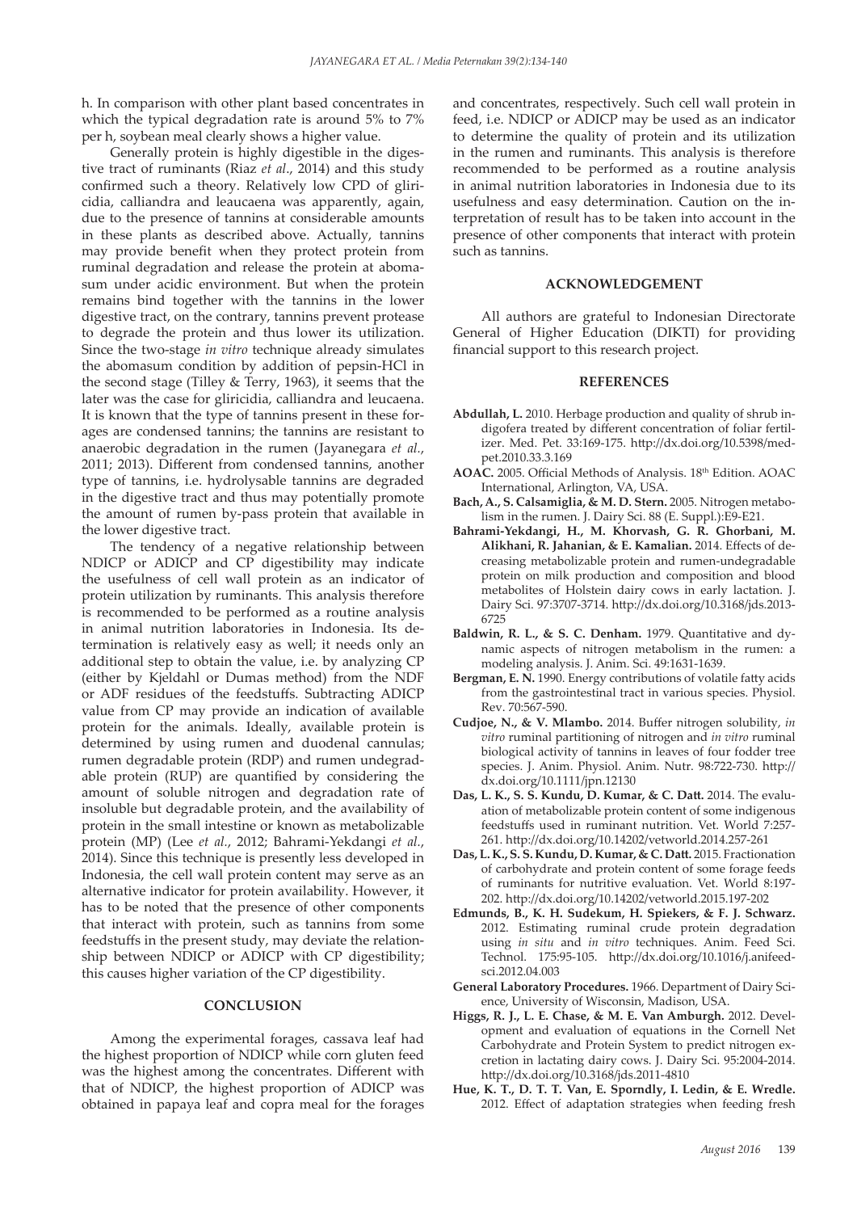h. In comparison with other plant based concentrates in which the typical degradation rate is around 5% to 7% per h, soybean meal clearly shows a higher value.

Generally protein is highly digestible in the digestive tract of ruminants (Riaz *et al*., 2014) and this study confirmed such a theory. Relatively low CPD of gliricidia, calliandra and leaucaena was apparently, again, due to the presence of tannins at considerable amounts in these plants as described above. Actually, tannins may provide benefit when they protect protein from ruminal degradation and release the protein at abomasum under acidic environment. But when the protein remains bind together with the tannins in the lower digestive tract, on the contrary, tannins prevent protease to degrade the protein and thus lower its utilization. Since the two-stage *in vitro* technique already simulates the abomasum condition by addition of pepsin-HCl in the second stage (Tilley & Terry, 1963), it seems that the later was the case for gliricidia, calliandra and leucaena. It is known that the type of tannins present in these forages are condensed tannins; the tannins are resistant to anaerobic degradation in the rumen (Jayanegara *et al*., 2011; 2013). Different from condensed tannins, another type of tannins, i.e. hydrolysable tannins are degraded in the digestive tract and thus may potentially promote the amount of rumen by-pass protein that available in the lower digestive tract.

The tendency of a negative relationship between NDICP or ADICP and CP digestibility may indicate the usefulness of cell wall protein as an indicator of protein utilization by ruminants. This analysis therefore is recommended to be performed as a routine analysis in animal nutrition laboratories in Indonesia. Its determination is relatively easy as well; it needs only an additional step to obtain the value, i.e. by analyzing CP (either by Kjeldahl or Dumas method) from the NDF or ADF residues of the feedstuffs. Subtracting ADICP value from CP may provide an indication of available protein for the animals. Ideally, available protein is determined by using rumen and duodenal cannulas; rumen degradable protein (RDP) and rumen undegradable protein (RUP) are quantified by considering the amount of soluble nitrogen and degradation rate of insoluble but degradable protein, and the availability of protein in the small intestine or known as metabolizable protein (MP) (Lee *et al*., 2012; Bahrami-Yekdangi *et al*., 2014). Since this technique is presently less developed in Indonesia, the cell wall protein content may serve as an alternative indicator for protein availability. However, it has to be noted that the presence of other components that interact with protein, such as tannins from some feedstuffs in the present study, may deviate the relationship between NDICP or ADICP with CP digestibility; this causes higher variation of the CP digestibility.

## CONCLUSION

Among the experimental forages, cassava leaf had the highest proportion of NDICP while corn gluten feed was the highest among the concentrates. Different with that of NDICP, the highest proportion of ADICP was obtained in papaya leaf and copra meal for the forages and concentrates, respectively. Such cell wall protein in feed, i.e. NDICP or ADICP may be used as an indicator to determine the quality of protein and its utilization in the rumen and ruminants. This analysis is therefore recommended to be performed as a routine analysis in animal nutrition laboratories in Indonesia due to its usefulness and easy determination. Caution on the interpretation of result has to be taken into account in the presence of other components that interact with protein such as tannins.

## ACKNOWLEDGEMENT

All authors are grateful to Indonesian Directorate General of Higher Education (DIKTI) for providing financial support to this research project.

## REFERENCES

**Abdullah, L.** 2010. Herbage production and quality of shrub indigofera treated by different concentration of foliar fertilizer. Med. Pet. 33:169-175. http://dx.doi.org/10.5398/medpet.2010.33.3.169

**AOAC.** 2005. Official Methods of Analysis. 18th Edition. AOAC International, Arlington, VA, USA.

**Bach, A., S. Calsamiglia, & M. D. Stern.** 2005. Nitrogen metabolism in the rumen. J. Dairy Sci. 88 (E. Suppl.):E9-E21.

**Bahrami-Yekdangi, H., M. Khorvash, G. R. Ghorbani, M. Alikhani, R. Jahanian, & E. Kamalian.** 2014. Effects of decreasing metabolizable protein and rumen-undegradable protein on milk production and composition and blood metabolites of Holstein dairy cows in early lactation. J. Dairy Sci. 97:3707-3714. http://dx.doi.org/10.3168/jds.2013-6725

**Baldwin, R. L., & S. C. Denham.** 1979. Quantitative and dynamic aspects of nitrogen metabolism in the rumen: a modeling analysis. J. Anim. Sci. 49:1631-1639.

**Bergman, E. N.** 1990. Energy contributions of volatile fatty acids from the gastrointestinal tract in various species. Physiol. Rev. 70:567-590.

**Cudjoe, N., & V. Mlambo.** 2014. Buffer nitrogen solubility, *in vitro* ruminal partitioning of nitrogen and *in vitro* ruminal biological activity of tannins in leaves of four fodder tree species. J. Anim. Physiol. Anim. Nutr. 98:722-730. http://dx.doi.org/10.1111/jpn.12130

**Das, L. K., S. S. Kundu, D. Kumar, & C. Datt.** 2014. The evaluation of metabolizable protein content of some indigenous feedstuffs used in ruminant nutrition. Vet. World 7:257-261. http://dx.doi.org/10.14202/vetworld.2014.257-261

**Das, L. K., S. S. Kundu, D. Kumar, & C. Datt.** 2015. Fractionation of carbohydrate and protein content of some forage feeds of ruminants for nutritive evaluation. Vet. World 8:197-202. http://dx.doi.org/10.14202/vetworld.2015.197-202

**Edmunds, B., K. H. Sudekum, H. Spiekers, & F. J. Schwarz.** 2012. Estimating ruminal crude protein degradation using *in situ* and *in vitro* techniques. Anim. Feed Sci. Technol. 175:95-105. http://dx.doi.org/10.1016/j.anifeedsci.2012.04.003

**General Laboratory Procedures.** 1966. Department of Dairy Science, University of Wisconsin, Madison, USA.

**Higgs, R. J., L. E. Chase, & M. E. Van Amburgh.** 2012. Development and evaluation of equations in the Cornell Net Carbohydrate and Protein System to predict nitrogen excretion in lactating dairy cows. J. Dairy Sci. 95:2004-2014. http://dx.doi.org/10.3168/jds.2011-4810

**Hue, K. T., D. T. T. Van, E. Sporndly, I. Ledin, & E. Wredle.** 2012. Effect of adaptation strategies when feeding fresh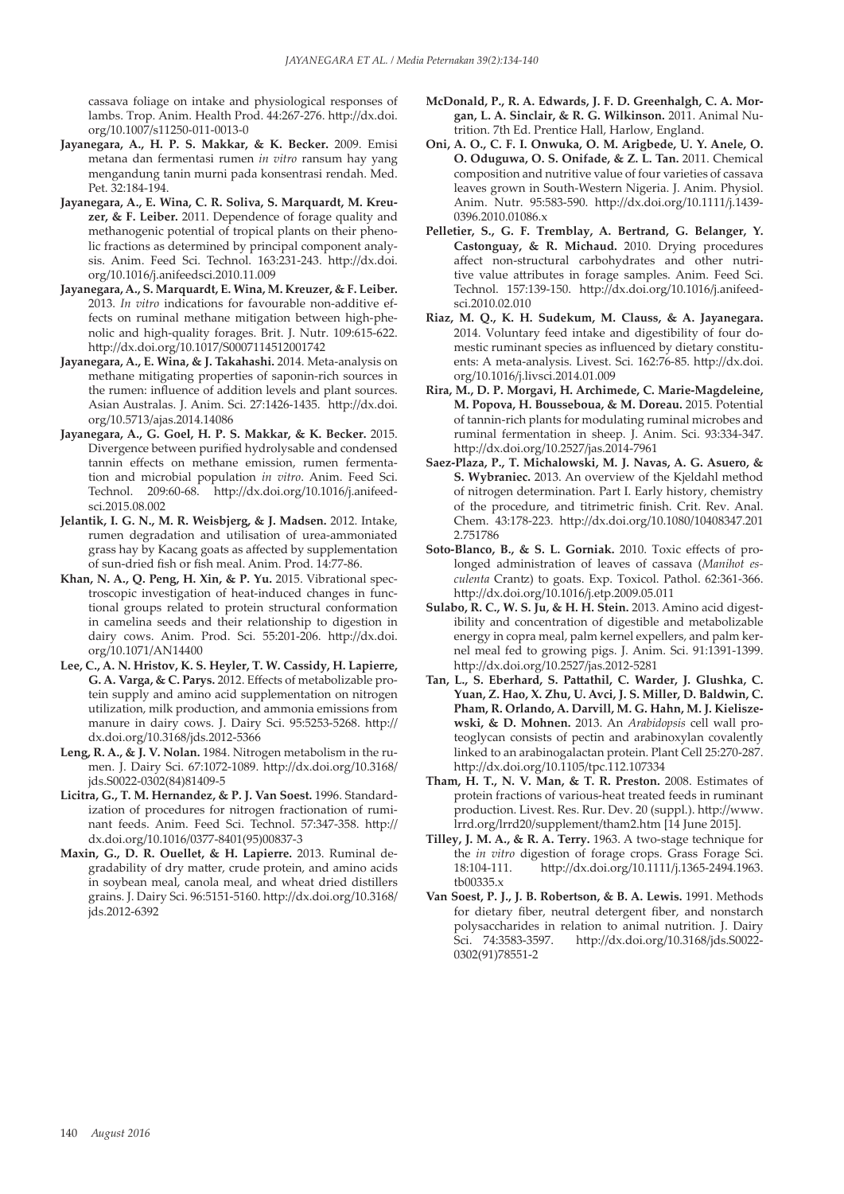cassava foliage on intake and physiological responses of lambs. Trop. Anim. Health Prod. 44:267-276. http://dx.doi.org/10.1007/s11250-011-0013-0

**Jayanegara, A., H. P. S. Makkar, & K. Becker.** 2009. Emisi metana dan fermentasi rumen *in vitro* ransum hay yang mengandung tanin murni pada konsentrasi rendah. Med. Pet. 32:184-194.

**Jayanegara, A., E. Wina, C. R. Soliva, S. Marquardt, M. Kreuzer, & F. Leiber.** 2011. Dependence of forage quality and methanogenic potential of tropical plants on their phenolic fractions as determined by principal component analysis. Anim. Feed Sci. Technol. 163:231-243. http://dx.doi.org/10.1016/j.anifeedsci.2010.11.009

**Jayanegara, A., S. Marquardt, E. Wina, M. Kreuzer, & F. Leiber.** 2013. *In vitro* indications for favourable non-additive effects on ruminal methane mitigation between high-phenolic and high-quality forages. Brit. J. Nutr. 109:615-622. http://dx.doi.org/10.1017/S0007114512001742

**Jayanegara, A., E. Wina, & J. Takahashi.** 2014. Meta-analysis on methane mitigating properties of saponin-rich sources in the rumen: influence of addition levels and plant sources. Asian Australas. J. Anim. Sci. 27:1426-1435. http://dx.doi.org/10.5713/ajas.2014.14086

**Jayanegara, A., G. Goel, H. P. S. Makkar, & K. Becker.** 2015. Divergence between purified hydrolysable and condensed tannin effects on methane emission, rumen fermentation and microbial population *in vitro*. Anim. Feed Sci. Technol. 209:60-68. http://dx.doi.org/10.1016/j.anifeedsci.2015.08.002

**Jelantik, I. G. N., M. R. Weisbjerg, & J. Madsen.** 2012. Intake, rumen degradation and utilisation of urea-ammoniated grass hay by Kacang goats as affected by supplementation of sun-dried fish or fish meal. Anim. Prod. 14:77-86.

**Khan, N. A., Q. Peng, H. Xin, & P. Yu.** 2015. Vibrational spectroscopic investigation of heat-induced changes in functional groups related to protein structural conformation in camelina seeds and their relationship to digestion in dairy cows. Anim. Prod. Sci. 55:201-206. http://dx.doi.org/10.1071/AN14400

**Lee, C., A. N. Hristov, K. S. Heyler, T. W. Cassidy, H. Lapierre, G. A. Varga, & C. Parys.** 2012. Effects of metabolizable protein supply and amino acid supplementation on nitrogen utilization, milk production, and ammonia emissions from manure in dairy cows. J. Dairy Sci. 95:5253-5268. http://dx.doi.org/10.3168/jds.2012-5366

**Leng, R. A., & J. V. Nolan.** 1984. Nitrogen metabolism in the rumen. J. Dairy Sci. 67:1072-1089. http://dx.doi.org/10.3168/jds.S0022-0302(84)81409-5

**Licitra, G., T. M. Hernandez, & P. J. Van Soest.** 1996. Standardization of procedures for nitrogen fractionation of ruminant feeds. Anim. Feed Sci. Technol. 57:347-358. http://dx.doi.org/10.1016/0377-8401(95)00837-3

**Maxin, G., D. R. Ouellet, & H. Lapierre.** 2013. Ruminal degradability of dry matter, crude protein, and amino acids in soybean meal, canola meal, and wheat dried distillers grains. J. Dairy Sci. 96:5151-5160. http://dx.doi.org/10.3168/jds.2012-6392

**McDonald, P., R. A. Edwards, J. F. D. Greenhalgh, C. A. Morgan, L. A. Sinclair, & R. G. Wilkinson.** 2011. Animal Nutrition. 7th Ed. Prentice Hall, Harlow, England.

**Oni, A. O., C. F. I. Onwuka, O. M. Arigbede, U. Y. Anele, O. O. Oduguwa, O. S. Onifade, & Z. L. Tan.** 2011. Chemical composition and nutritive value of four varieties of cassava leaves grown in South-Western Nigeria. J. Anim. Physiol. Anim. Nutr. 95:583-590. http://dx.doi.org/10.1111/j.1439-0396.2010.01086.x

**Pelletier, S., G. F. Tremblay, A. Bertrand, G. Belanger, Y. Castonguay, & R. Michaud.** 2010. Drying procedures affect non-structural carbohydrates and other nutritive value attributes in forage samples. Anim. Feed Sci. Technol. 157:139-150. http://dx.doi.org/10.1016/j.anifeedsci.2010.02.010

**Riaz, M. Q., K. H. Sudekum, M. Clauss, & A. Jayanegara.** 2014. Voluntary feed intake and digestibility of four domestic ruminant species as influenced by dietary constituents: A meta-analysis. Livest. Sci. 162:76-85. http://dx.doi.org/10.1016/j.livsci.2014.01.009

**Rira, M., D. P. Morgavi, H. Archimede, C. Marie-Magdeleine, M. Popova, H. Bousseboua, & M. Doreau.** 2015. Potential of tannin-rich plants for modulating ruminal microbes and ruminal fermentation in sheep. J. Anim. Sci. 93:334-347. http://dx.doi.org/10.2527/jas.2014-7961

**Saez-Plaza, P., T. Michalowski, M. J. Navas, A. G. Asuero, & S. Wybraniec.** 2013. An overview of the Kjeldahl method of nitrogen determination. Part I. Early history, chemistry of the procedure, and titrimetric finish. Crit. Rev. Anal. Chem. 43:178-223. http://dx.doi.org/10.1080/10408347.2012.751786

**Soto-Blanco, B., & S. L. Gorniak.** 2010. Toxic effects of prolonged administration of leaves of cassava (*Manihot esculenta* Crantz) to goats. Exp. Toxicol. Pathol. 62:361-366. http://dx.doi.org/10.1016/j.etp.2009.05.011

**Sulabo, R. C., W. S. Ju, & H. H. Stein.** 2013. Amino acid digestibility and concentration of digestible and metabolizable energy in copra meal, palm kernel expellers, and palm kernel meal fed to growing pigs. J. Anim. Sci. 91:1391-1399. http://dx.doi.org/10.2527/jas.2012-5281

**Tan, L., S. Eberhard, S. Pattathil, C. Warder, J. Glushka, C. Yuan, Z. Hao, X. Zhu, U. Avci, J. S. Miller, D. Baldwin, C. Pham, R. Orlando, A. Darvill, M. G. Hahn, M. J. Kieliszewski, & D. Mohnen.** 2013. An *Arabidopsis* cell wall proteoglycan consists of pectin and arabinoxylan covalently linked to an arabinogalactan protein. Plant Cell 25:270-287. http://dx.doi.org/10.1105/tpc.112.107334

**Tham, H. T., N. V. Man, & T. R. Preston.** 2008. Estimates of protein fractions of various-heat treated feeds in ruminant production. Livest. Res. Rur. Dev. 20 (suppl.). http://www.lrrd.org/lrrd20/supplement/tham2.htm [14 June 2015].

**Tilley, J. M. A., & R. A. Terry.** 1963. A two-stage technique for the *in vitro* digestion of forage crops. Grass Forage Sci. 18:104-111. http://dx.doi.org/10.1111/j.1365-2494.1963.tb00335.x

**Van Soest, P. J., J. B. Robertson, & B. A. Lewis.** 1991. Methods for dietary fiber, neutral detergent fiber, and nonstarch polysaccharides in relation to animal nutrition. J. Dairy Sci. 74:3583-3597. http://dx.doi.org/10.3168/jds.S0022-0302(91)78551-2